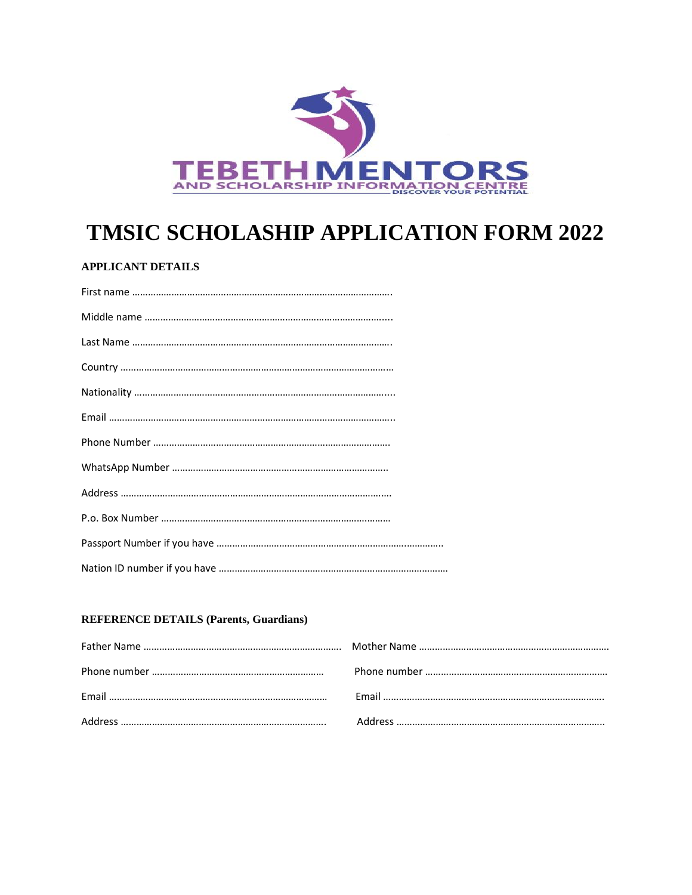TEBETH MENTORS
AND SCHOLARSHIP INFORMATION CENTRE
DISCOVER YOUR POTENTIAL

# TMSIC SCHOLASHIP APPLICATION FORM 2022

## APPLICANT DETAILS

First name ………………………………………………………………………………………

Middle name ………………………………………………………………………………….

Last Name ………………………………………………………………………………………

Country …………………………………………………………………………………………

Nationality ……………………………………………………………………………………..

Email ………………………………………………………………………………………………

Phone Number ……………………………………………………………………………….

WhatsApp Number ………………………………………………………………………..

Address …………………………………………………………………………………………

P.o. Box Number …………………………………………………………………………….

Passport Number if you have ……………………………………………………………………………..

Nation ID number if you have …………………………………………………………………………….

## REFERENCE DETAILS (Parents, Guardians)

Father Name ………………………………………………………………….

Phone number ……………………………………………………….

Email ………………………………………………………………………….

Address ……………………………………………………………………..

Mother Name ……………………………………………………………….

Phone number …………………………………………………………….

Email ……………………………………………………………………………..

Address ……………………………………………………………………….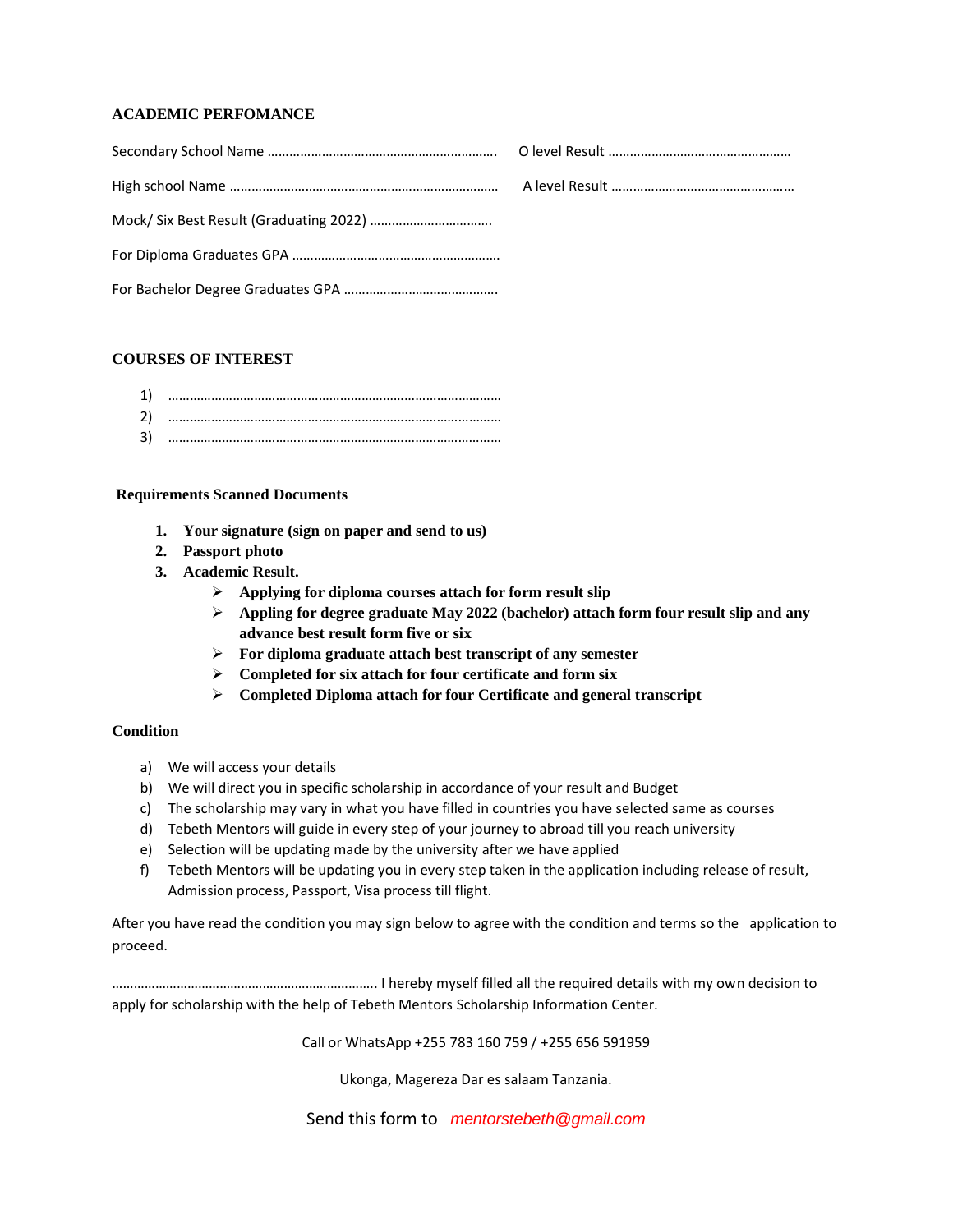## ACADEMIC PERFOMANCE

Secondary School Name ……………………………………………………. O level Result …………………………………………

High school Name ……………………………………………………………. A level Result …………………………………………

Mock/ Six Best Result (Graduating 2022) …………………………….

For Diploma Graduates GPA ………………………………………………

For Bachelor Degree Graduates GPA …………………………………….

## COURSES OF INTEREST

1) …………………………………………………………………………………
2) …………………………………………………………………………………
3) …………………………………………………………………………………

## Requirements Scanned Documents

1. **Your signature (sign on paper and send to us)**
2. **Passport photo**
3. **Academic Result.**
   - **Applying for diploma courses attach for form result slip**
   - **Appling for degree graduate May 2022 (bachelor) attach form four result slip and any advance best result form five or six**
   - **For diploma graduate attach best transcript of any semester**
   - **Completed for six attach for four certificate and form six**
   - **Completed Diploma attach for four Certificate and general transcript**

## Condition

a) We will access your details
b) We will direct you in specific scholarship in accordance of your result and Budget
c) The scholarship may vary in what you have filled in countries you have selected same as courses
d) Tebeth Mentors will guide in every step of your journey to abroad till you reach university
e) Selection will be updating made by the university after we have applied
f) Tebeth Mentors will be updating you in every step taken in the application including release of result, Admission process, Passport, Visa process till flight.

After you have read the condition you may sign below to agree with the condition and terms so the application to proceed.

………………………………………………………………. I hereby myself filled all the required details with my own decision to apply for scholarship with the help of Tebeth Mentors Scholarship Information Center.

Call or WhatsApp +255 783 160 759 / +255 656 591959

Ukonga, Magereza Dar es salaam Tanzania.

Send this form to *mentorstebeth@gmail.com*